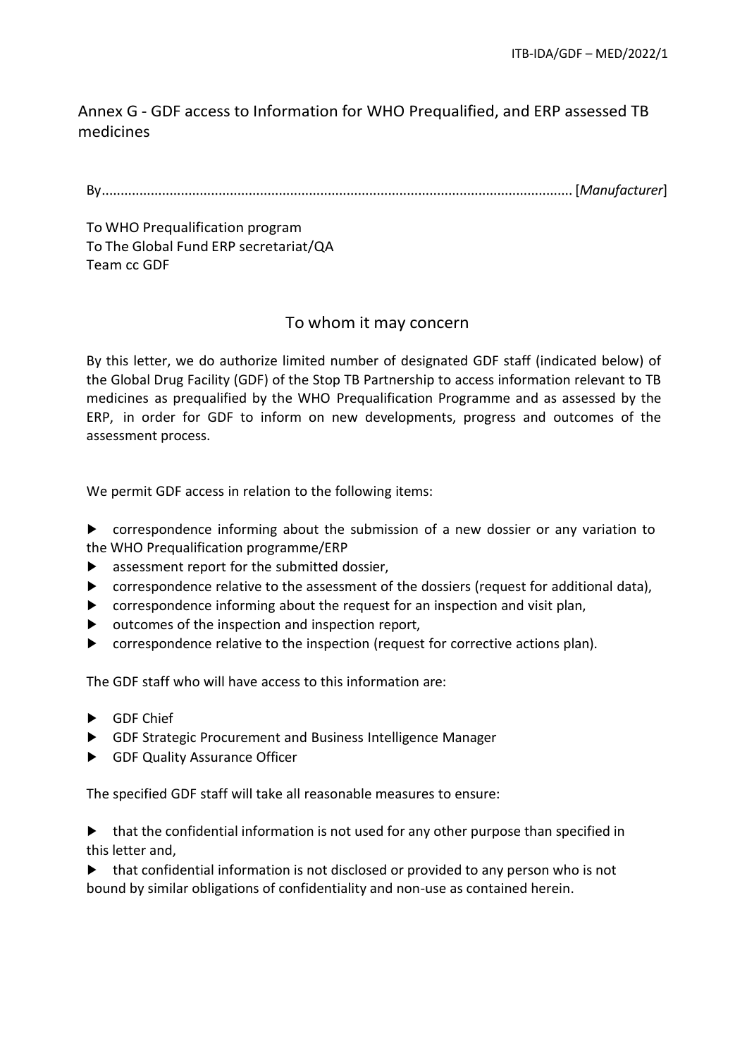## Annex G - GDF access to Information for WHO Prequalified, and ERP assessed TB medicines

By............................................................................................................................ [*Manufacturer*]

To WHO Prequalification program
To The Global Fund ERP secretariat/QA
Team cc GDF

### To whom it may concern

By this letter, we do authorize limited number of designated GDF staff (indicated below) of the Global Drug Facility (GDF) of the Stop TB Partnership to access information relevant to TB medicines as prequalified by the WHO Prequalification Programme and as assessed by the ERP, in order for GDF to inform on new developments, progress and outcomes of the assessment process.

We permit GDF access in relation to the following items:

- correspondence informing about the submission of a new dossier or any variation to the WHO Prequalification programme/ERP
- assessment report for the submitted dossier,
- correspondence relative to the assessment of the dossiers (request for additional data),
- correspondence informing about the request for an inspection and visit plan,
- outcomes of the inspection and inspection report,
- correspondence relative to the inspection (request for corrective actions plan).

The GDF staff who will have access to this information are:

- GDF Chief
- GDF Strategic Procurement and Business Intelligence Manager
- GDF Quality Assurance Officer

The specified GDF staff will take all reasonable measures to ensure:

- that the confidential information is not used for any other purpose than specified in this letter and,
- that confidential information is not disclosed or provided to any person who is not bound by similar obligations of confidentiality and non-use as contained herein.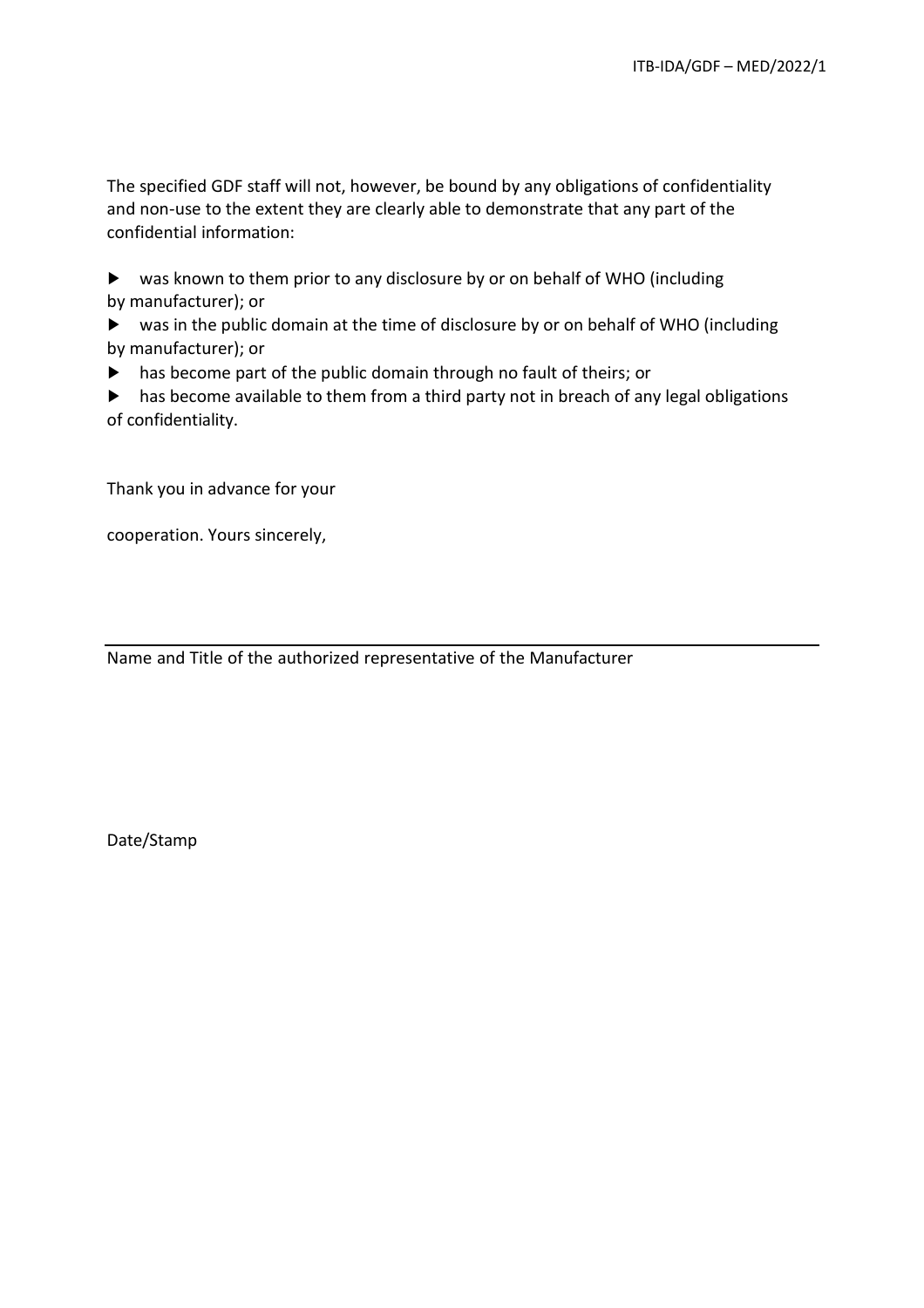The specified GDF staff will not, however, be bound by any obligations of confidentiality and non-use to the extent they are clearly able to demonstrate that any part of the confidential information:

- was known to them prior to any disclosure by or on behalf of WHO (including by manufacturer); or
- was in the public domain at the time of disclosure by or on behalf of WHO (including by manufacturer); or
- has become part of the public domain through no fault of theirs; or
- has become available to them from a third party not in breach of any legal obligations of confidentiality.

Thank you in advance for your

cooperation. Yours sincerely,

---

Name and Title of the authorized representative of the Manufacturer

Date/Stamp